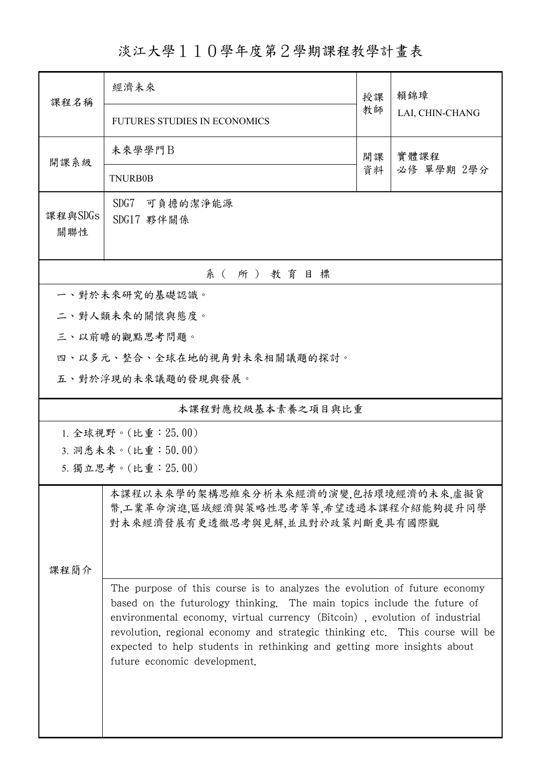# 淡江大學１１０學年度第２學期課程教學計畫表

| 課程名稱 | 經濟未來<br>FUTURES STUDIES IN ECONOMICS | 授課教師 | 賴錦璋<br>LAI, CHIN-CHANG |
|---|---|---|---|
| 開課系級 | 未來學學門Ｂ<br>TNURB0B | 開課資料 | 實體課程<br>必修 單學期 2學分 |
| 課程與SDGs關聯性 | SDG7 可負擔的潔淨能源<br>SDG17 夥伴關係 | | |

## 系（所）教育目標

一、對於未來研究的基礎認識。

二、對人類未來的關懷與態度。

三、以前瞻的觀點思考問題。

四、以多元、整合、全球在地的視角對未來相關議題的探討。

五、對於浮現的未來議題的發現與發展。

## 本課程對應校級基本素養之項目與比重

1. 全球視野。(比重：25.00)
3. 洞悉未來。(比重：50.00)
5. 獨立思考。(比重：25.00)

## 課程簡介

本課程以未來學的架構思維來分析未來經濟的演變,包括環境經濟的未來,虛擬貨幣,工業革命演進,區域經濟與策略性思考等等,希望透過本課程介紹能夠提升同學對未來經濟發展有更透徹思考與見解,並且對於政策判斷更具有國際觀

The purpose of this course is to analyzes the evolution of future economy based on the futurology thinking. The main topics include the future of environmental economy, virtual currency (Bitcoin), evolution of industrial revolution, regional economy and strategic thinking etc. This course will be expected to help students in rethinking and getting more insights about future economic development.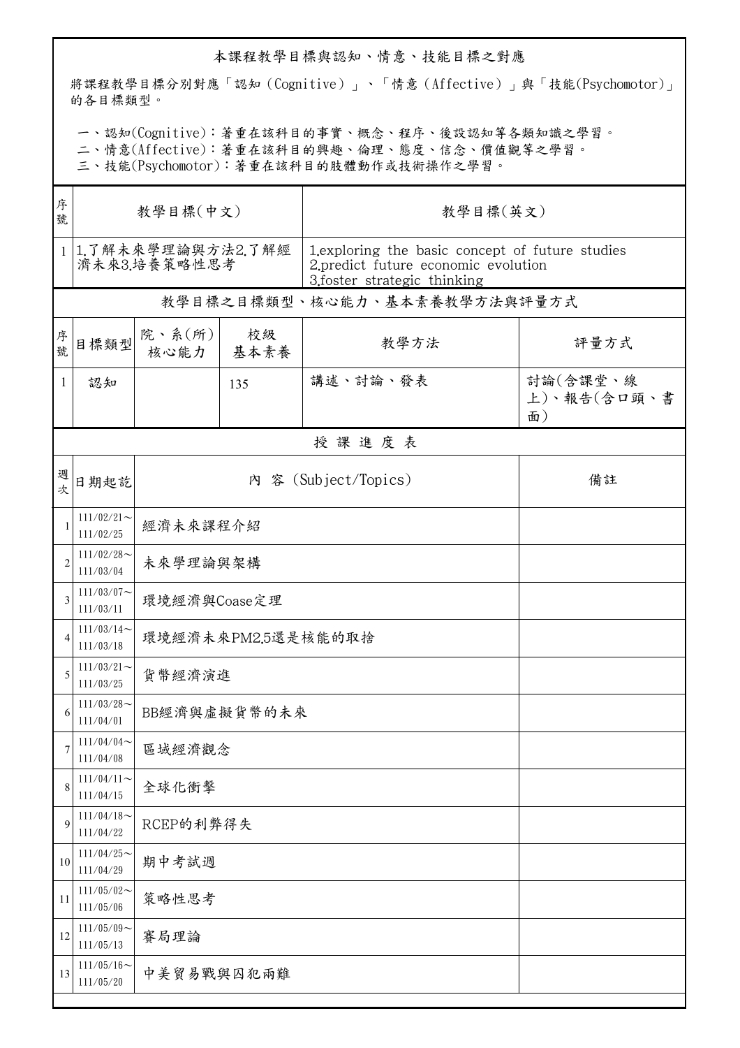## 本課程教學目標與認知、情意、技能目標之對應

將課程教學目標分別對應「認知（Cognitive）」、「情意（Affective）」與「技能(Psychomotor)」的各目標類型。

一、認知(Cognitive)：著重在該科目的事實、概念、程序、後設認知等各類知識之學習。
二、情意(Affective)：著重在該科目的興趣、倫理、態度、信念、價值觀等之學習。
三、技能(Psychomotor)：著重在該科目的肢體動作或技術操作之學習。

| 序號 | 教學目標(中文) | 教學目標(英文) |
|---|---|---|
| 1 | 1.了解未來學理論與方法2.了解經濟未來3.培養策略性思考 | 1.exploring the basic concept of future studies 2.predict future economic evolution 3.foster strategic thinking |

## 教學目標之目標類型、核心能力、基本素養教學方法與評量方式

| 序號 | 目標類型 | 院、系(所)核心能力 | 校級基本素養 | 教學方法 | 評量方式 |
|---|---|---|---|---|---|
| 1 | 認知 | | 135 | 講述、討論、發表 | 討論(含課堂、線上)、報告(含口頭、書面) |

## 授課進度表

| 週次 | 日期起訖 | 內 容 (Subject/Topics) | 備註 |
|---|---|---|---|
| 1 | 111/02/21～111/02/25 | 經濟未來課程介紹 | |
| 2 | 111/02/28～111/03/04 | 未來學理論與架構 | |
| 3 | 111/03/07～111/03/11 | 環境經濟與Coase定理 | |
| 4 | 111/03/14～111/03/18 | 環境經濟未來PM2.5還是核能的取捨 | |
| 5 | 111/03/21～111/03/25 | 貨幣經濟演進 | |
| 6 | 111/03/28～111/04/01 | BB經濟與虛擬貨幣的未來 | |
| 7 | 111/04/04～111/04/08 | 區域經濟觀念 | |
| 8 | 111/04/11～111/04/15 | 全球化衝擊 | |
| 9 | 111/04/18～111/04/22 | RCEP的利弊得失 | |
| 10 | 111/04/25～111/04/29 | 期中考試週 | |
| 11 | 111/05/02～111/05/06 | 策略性思考 | |
| 12 | 111/05/09～111/05/13 | 賽局理論 | |
| 13 | 111/05/16～111/05/20 | 中美貿易戰與囚犯兩難 | |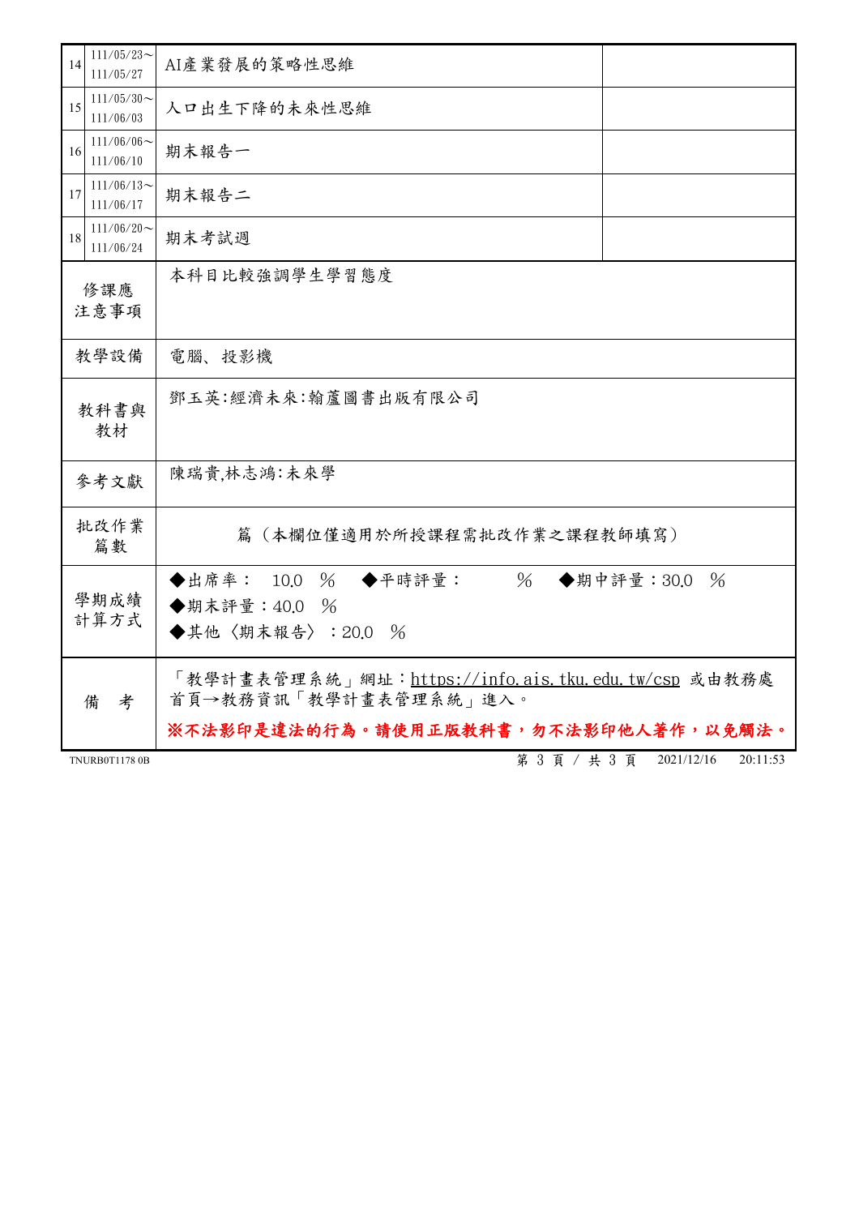| | | | |
|---|---|---|---|
| 14 | 111/05/23～<br>111/05/27 | AI產業發展的策略性思維 | |
| 15 | 111/05/30～<br>111/06/03 | 人口出生下降的未來性思維 | |
| 16 | 111/06/06～<br>111/06/10 | 期末報告一 | |
| 17 | 111/06/13～<br>111/06/17 | 期末報告二 | |
| 18 | 111/06/20～<br>111/06/24 | 期末考試週 | |

| | |
|---|---|
| 修課應<br>注意事項 | 本科目比較強調學生學習態度 |
| 教學設備 | 電腦、投影機 |
| 教科書與<br>教材 | 鄧玉英:經濟未來:翰蘆圖書出版有限公司 |
| 參考文獻 | 陳瑞貴,林志鴻:未來學 |
| 批改作業<br>篇數 | 篇（本欄位僅適用於所授課程需批改作業之課程教師填寫） |
| 學期成績<br>計算方式 | ◆出席率： 10.0 ％ ◆平時評量： ％ ◆期中評量：30.0 ％<br>◆期末評量：40.0 ％<br>◆其他〈期末報告〉：20.0 ％ |
| 備　考 | 「教學計畫表管理系統」網址：https://info.ais.tku.edu.tw/csp 或由教務處首頁→教務資訊「教學計畫表管理系統」進入。<br>**※不法影印是違法的行為。請使用正版教科書，勿不法影印他人著作，以免觸法。** |

TNURB0T1178 0B

2021/12/16 20:11:53